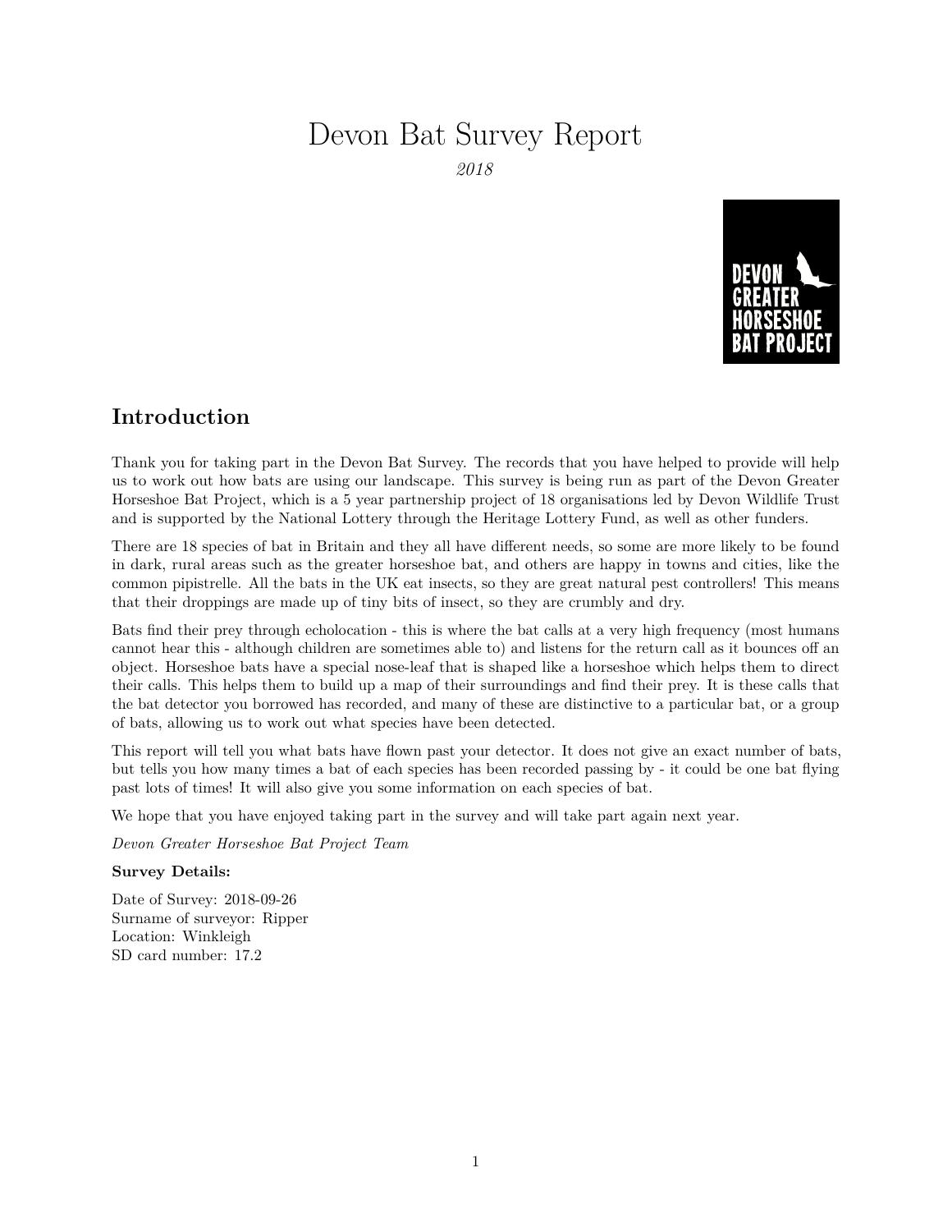# Devon Bat Survey Report

*2018*

## Introduction

Thank you for taking part in the Devon Bat Survey. The records that you have helped to provide will help us to work out how bats are using our landscape. This survey is being run as part of the Devon Greater Horseshoe Bat Project, which is a 5 year partnership project of 18 organisations led by Devon Wildlife Trust and is supported by the National Lottery through the Heritage Lottery Fund, as well as other funders.

There are 18 species of bat in Britain and they all have different needs, so some are more likely to be found in dark, rural areas such as the greater horseshoe bat, and others are happy in towns and cities, like the common pipistrelle. All the bats in the UK eat insects, so they are great natural pest controllers! This means that their droppings are made up of tiny bits of insect, so they are crumbly and dry.

Bats find their prey through echolocation - this is where the bat calls at a very high frequency (most humans cannot hear this - although children are sometimes able to) and listens for the return call as it bounces off an object. Horseshoe bats have a special nose-leaf that is shaped like a horseshoe which helps them to direct their calls. This helps them to build up a map of their surroundings and find their prey. It is these calls that the bat detector you borrowed has recorded, and many of these are distinctive to a particular bat, or a group of bats, allowing us to work out what species have been detected.

This report will tell you what bats have flown past your detector. It does not give an exact number of bats, but tells you how many times a bat of each species has been recorded passing by - it could be one bat flying past lots of times! It will also give you some information on each species of bat.

We hope that you have enjoyed taking part in the survey and will take part again next year.

*Devon Greater Horseshoe Bat Project Team*

**Survey Details:**

Date of Survey: 2018-09-26  
Surname of surveyor: Ripper  
Location: Winkleigh  
SD card number: 17.2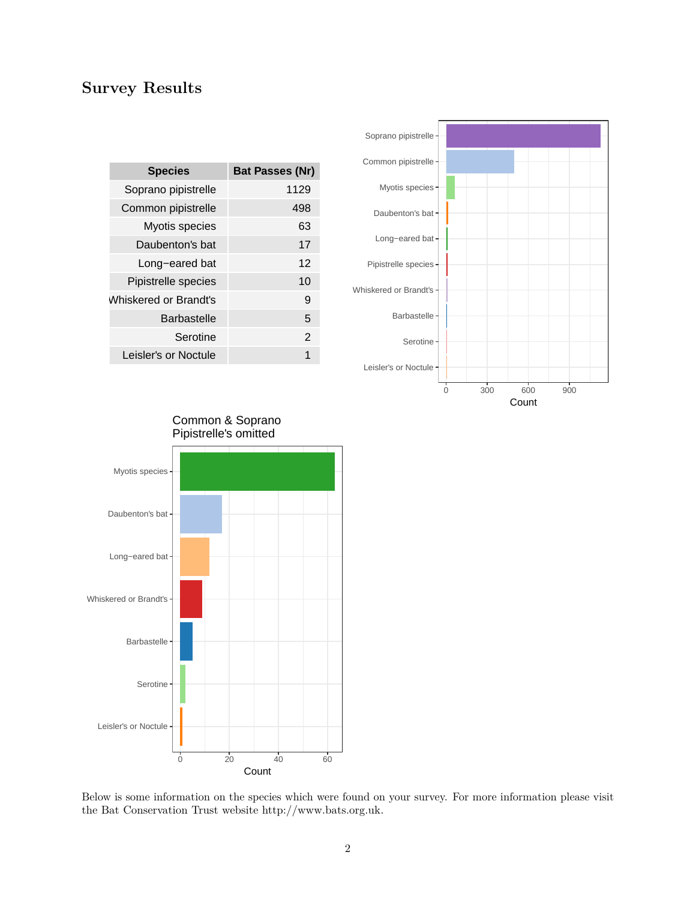# Survey Results

| Species | Bat Passes (Nr) |
|---|---|
| Soprano pipistrelle | 1129 |
| Common pipistrelle | 498 |
| Myotis species | 63 |
| Daubenton's bat | 17 |
| Long−eared bat | 12 |
| Pipistrelle species | 10 |
| Whiskered or Brandt's | 9 |
| Barbastelle | 5 |
| Serotine | 2 |
| Leisler's or Noctule | 1 |

Common & Soprano Pipistrelle's omitted

Below is some information on the species which were found on your survey. For more information please visit the Bat Conservation Trust website http://www.bats.org.uk.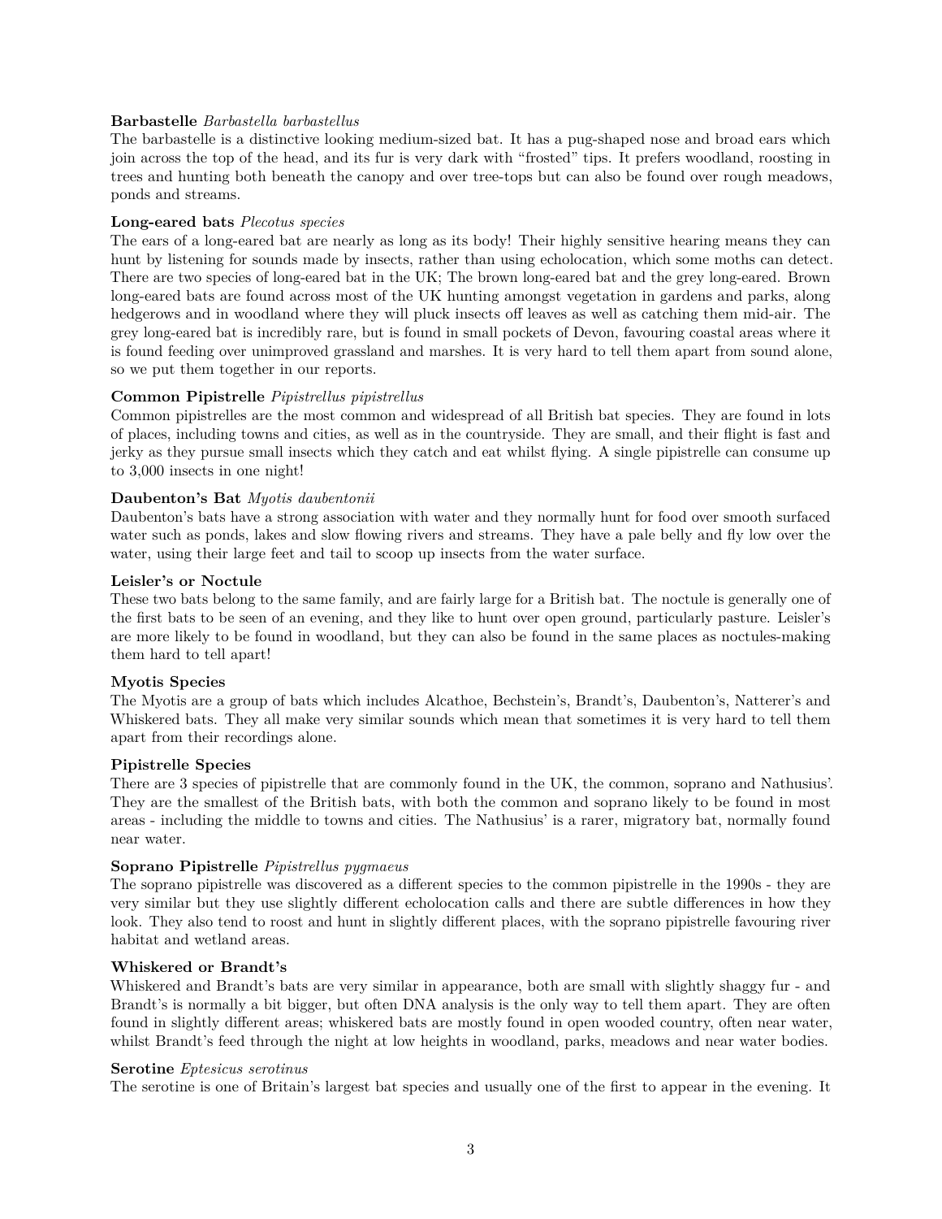**Barbastelle** *Barbastella barbastellus*
The barbastelle is a distinctive looking medium-sized bat. It has a pug-shaped nose and broad ears which join across the top of the head, and its fur is very dark with "frosted" tips. It prefers woodland, roosting in trees and hunting both beneath the canopy and over tree-tops but can also be found over rough meadows, ponds and streams.

**Long-eared bats** *Plecotus species*
The ears of a long-eared bat are nearly as long as its body! Their highly sensitive hearing means they can hunt by listening for sounds made by insects, rather than using echolocation, which some moths can detect. There are two species of long-eared bat in the UK; The brown long-eared bat and the grey long-eared. Brown long-eared bats are found across most of the UK hunting amongst vegetation in gardens and parks, along hedgerows and in woodland where they will pluck insects off leaves as well as catching them mid-air. The grey long-eared bat is incredibly rare, but is found in small pockets of Devon, favouring coastal areas where it is found feeding over unimproved grassland and marshes. It is very hard to tell them apart from sound alone, so we put them together in our reports.

**Common Pipistrelle** *Pipistrellus pipistrellus*
Common pipistrelles are the most common and widespread of all British bat species. They are found in lots of places, including towns and cities, as well as in the countryside. They are small, and their flight is fast and jerky as they pursue small insects which they catch and eat whilst flying. A single pipistrelle can consume up to 3,000 insects in one night!

**Daubenton's Bat** *Myotis daubentonii*
Daubenton's bats have a strong association with water and they normally hunt for food over smooth surfaced water such as ponds, lakes and slow flowing rivers and streams. They have a pale belly and fly low over the water, using their large feet and tail to scoop up insects from the water surface.

**Leisler's or Noctule**
These two bats belong to the same family, and are fairly large for a British bat. The noctule is generally one of the first bats to be seen of an evening, and they like to hunt over open ground, particularly pasture. Leisler's are more likely to be found in woodland, but they can also be found in the same places as noctules-making them hard to tell apart!

**Myotis Species**
The Myotis are a group of bats which includes Alcathoe, Bechstein's, Brandt's, Daubenton's, Natterer's and Whiskered bats. They all make very similar sounds which mean that sometimes it is very hard to tell them apart from their recordings alone.

**Pipistrelle Species**
There are 3 species of pipistrelle that are commonly found in the UK, the common, soprano and Nathusius'. They are the smallest of the British bats, with both the common and soprano likely to be found in most areas - including the middle to towns and cities. The Nathusius' is a rarer, migratory bat, normally found near water.

**Soprano Pipistrelle** *Pipistrellus pygmaeus*
The soprano pipistrelle was discovered as a different species to the common pipistrelle in the 1990s - they are very similar but they use slightly different echolocation calls and there are subtle differences in how they look. They also tend to roost and hunt in slightly different places, with the soprano pipistrelle favouring river habitat and wetland areas.

**Whiskered or Brandt's**
Whiskered and Brandt's bats are very similar in appearance, both are small with slightly shaggy fur - and Brandt's is normally a bit bigger, but often DNA analysis is the only way to tell them apart. They are often found in slightly different areas; whiskered bats are mostly found in open wooded country, often near water, whilst Brandt's feed through the night at low heights in woodland, parks, meadows and near water bodies.

**Serotine** *Eptesicus serotinus*
The serotine is one of Britain's largest bat species and usually one of the first to appear in the evening. It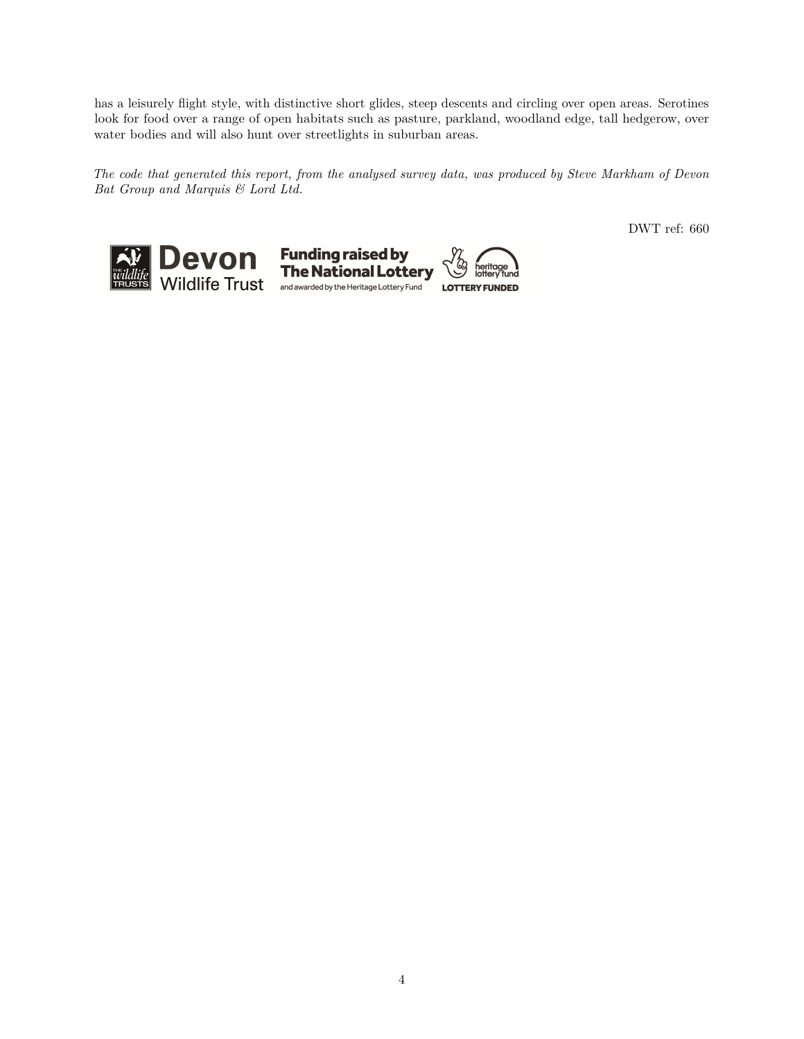has a leisurely flight style, with distinctive short glides, steep descents and circling over open areas. Serotines look for food over a range of open habitats such as pasture, parkland, woodland edge, tall hedgerow, over water bodies and will also hunt over streetlights in suburban areas.

*The code that generated this report, from the analysed survey data, was produced by Steve Markham of Devon Bat Group and Marquis & Lord Ltd.*

DWT ref: 660